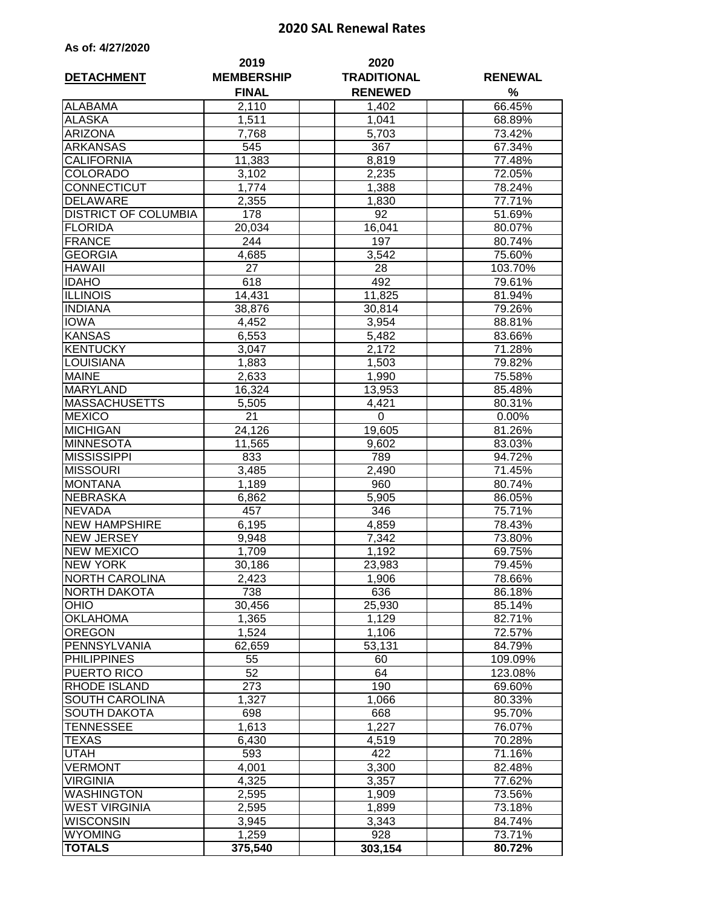# 2020 SAL Renewal Rates

**As of: 4/27/2020**

| DETACHMENT | 2019 MEMBERSHIP FINAL | 2020 TRADITIONAL RENEWED | RENEWAL % |
|---|---|---|---|
| ALABAMA | 2,110 | 1,402 | 66.45% |
| ALASKA | 1,511 | 1,041 | 68.89% |
| ARIZONA | 7,768 | 5,703 | 73.42% |
| ARKANSAS | 545 | 367 | 67.34% |
| CALIFORNIA | 11,383 | 8,819 | 77.48% |
| COLORADO | 3,102 | 2,235 | 72.05% |
| CONNECTICUT | 1,774 | 1,388 | 78.24% |
| DELAWARE | 2,355 | 1,830 | 77.71% |
| DISTRICT OF COLUMBIA | 178 | 92 | 51.69% |
| FLORIDA | 20,034 | 16,041 | 80.07% |
| FRANCE | 244 | 197 | 80.74% |
| GEORGIA | 4,685 | 3,542 | 75.60% |
| HAWAII | 27 | 28 | 103.70% |
| IDAHO | 618 | 492 | 79.61% |
| ILLINOIS | 14,431 | 11,825 | 81.94% |
| INDIANA | 38,876 | 30,814 | 79.26% |
| IOWA | 4,452 | 3,954 | 88.81% |
| KANSAS | 6,553 | 5,482 | 83.66% |
| KENTUCKY | 3,047 | 2,172 | 71.28% |
| LOUISIANA | 1,883 | 1,503 | 79.82% |
| MAINE | 2,633 | 1,990 | 75.58% |
| MARYLAND | 16,324 | 13,953 | 85.48% |
| MASSACHUSETTS | 5,505 | 4,421 | 80.31% |
| MEXICO | 21 | 0 | 0.00% |
| MICHIGAN | 24,126 | 19,605 | 81.26% |
| MINNESOTA | 11,565 | 9,602 | 83.03% |
| MISSISSIPPI | 833 | 789 | 94.72% |
| MISSOURI | 3,485 | 2,490 | 71.45% |
| MONTANA | 1,189 | 960 | 80.74% |
| NEBRASKA | 6,862 | 5,905 | 86.05% |
| NEVADA | 457 | 346 | 75.71% |
| NEW HAMPSHIRE | 6,195 | 4,859 | 78.43% |
| NEW JERSEY | 9,948 | 7,342 | 73.80% |
| NEW MEXICO | 1,709 | 1,192 | 69.75% |
| NEW YORK | 30,186 | 23,983 | 79.45% |
| NORTH CAROLINA | 2,423 | 1,906 | 78.66% |
| NORTH DAKOTA | 738 | 636 | 86.18% |
| OHIO | 30,456 | 25,930 | 85.14% |
| OKLAHOMA | 1,365 | 1,129 | 82.71% |
| OREGON | 1,524 | 1,106 | 72.57% |
| PENNSYLVANIA | 62,659 | 53,131 | 84.79% |
| PHILIPPINES | 55 | 60 | 109.09% |
| PUERTO RICO | 52 | 64 | 123.08% |
| RHODE ISLAND | 273 | 190 | 69.60% |
| SOUTH CAROLINA | 1,327 | 1,066 | 80.33% |
| SOUTH DAKOTA | 698 | 668 | 95.70% |
| TENNESSEE | 1,613 | 1,227 | 76.07% |
| TEXAS | 6,430 | 4,519 | 70.28% |
| UTAH | 593 | 422 | 71.16% |
| VERMONT | 4,001 | 3,300 | 82.48% |
| VIRGINIA | 4,325 | 3,357 | 77.62% |
| WASHINGTON | 2,595 | 1,909 | 73.56% |
| WEST VIRGINIA | 2,595 | 1,899 | 73.18% |
| WISCONSIN | 3,945 | 3,343 | 84.74% |
| WYOMING | 1,259 | 928 | 73.71% |
| **TOTALS** | **375,540** | **303,154** | **80.72%** |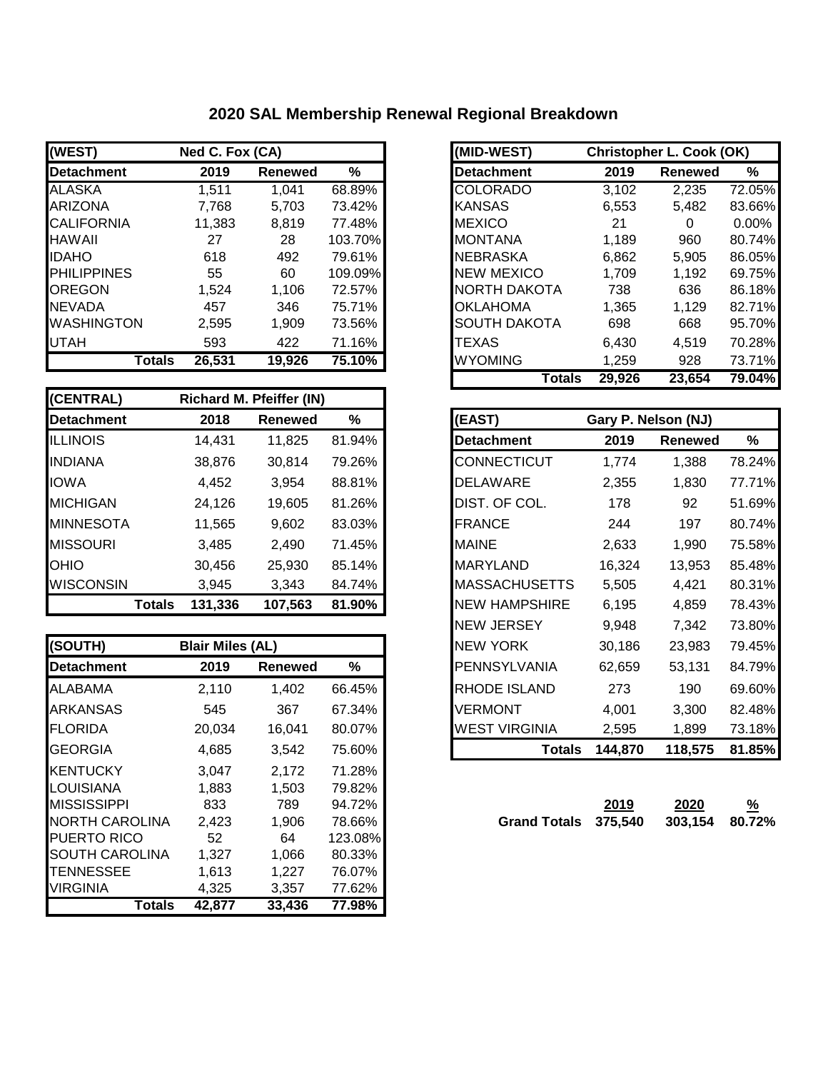# 2020 SAL Membership Renewal Regional Breakdown

| (WEST) | Ned C. Fox (CA) | | |
|---|---|---|---|
| **Detachment** | **2019** | **Renewed** | **%** |
| ALASKA | 1,511 | 1,041 | 68.89% |
| ARIZONA | 7,768 | 5,703 | 73.42% |
| CALIFORNIA | 11,383 | 8,819 | 77.48% |
| HAWAII | 27 | 28 | 103.70% |
| IDAHO | 618 | 492 | 79.61% |
| PHILIPPINES | 55 | 60 | 109.09% |
| OREGON | 1,524 | 1,106 | 72.57% |
| NEVADA | 457 | 346 | 75.71% |
| WASHINGTON | 2,595 | 1,909 | 73.56% |
| UTAH | 593 | 422 | 71.16% |
| **Totals** | **26,531** | **19,926** | **75.10%** |

| (MID-WEST) | Christopher L. Cook (OK) | | |
|---|---|---|---|
| **Detachment** | **2019** | **Renewed** | **%** |
| COLORADO | 3,102 | 2,235 | 72.05% |
| KANSAS | 6,553 | 5,482 | 83.66% |
| MEXICO | 21 | 0 | 0.00% |
| MONTANA | 1,189 | 960 | 80.74% |
| NEBRASKA | 6,862 | 5,905 | 86.05% |
| NEW MEXICO | 1,709 | 1,192 | 69.75% |
| NORTH DAKOTA | 738 | 636 | 86.18% |
| OKLAHOMA | 1,365 | 1,129 | 82.71% |
| SOUTH DAKOTA | 698 | 668 | 95.70% |
| TEXAS | 6,430 | 4,519 | 70.28% |
| WYOMING | 1,259 | 928 | 73.71% |
| **Totals** | **29,926** | **23,654** | **79.04%** |

| (CENTRAL) | Richard M. Pfeiffer (IN) | | |
|---|---|---|---|
| **Detachment** | **2018** | **Renewed** | **%** |
| ILLINOIS | 14,431 | 11,825 | 81.94% |
| INDIANA | 38,876 | 30,814 | 79.26% |
| IOWA | 4,452 | 3,954 | 88.81% |
| MICHIGAN | 24,126 | 19,605 | 81.26% |
| MINNESOTA | 11,565 | 9,602 | 83.03% |
| MISSOURI | 3,485 | 2,490 | 71.45% |
| OHIO | 30,456 | 25,930 | 85.14% |
| WISCONSIN | 3,945 | 3,343 | 84.74% |
| **Totals** | **131,336** | **107,563** | **81.90%** |

| (EAST) | Gary P. Nelson (NJ) | | |
|---|---|---|---|
| **Detachment** | **2019** | **Renewed** | **%** |
| CONNECTICUT | 1,774 | 1,388 | 78.24% |
| DELAWARE | 2,355 | 1,830 | 77.71% |
| DIST. OF COL. | 178 | 92 | 51.69% |
| FRANCE | 244 | 197 | 80.74% |
| MAINE | 2,633 | 1,990 | 75.58% |
| MARYLAND | 16,324 | 13,953 | 85.48% |
| MASSACHUSETTS | 5,505 | 4,421 | 80.31% |
| NEW HAMPSHIRE | 6,195 | 4,859 | 78.43% |
| NEW JERSEY | 9,948 | 7,342 | 73.80% |
| NEW YORK | 30,186 | 23,983 | 79.45% |
| PENNSYLVANIA | 62,659 | 53,131 | 84.79% |
| RHODE ISLAND | 273 | 190 | 69.60% |
| VERMONT | 4,001 | 3,300 | 82.48% |
| WEST VIRGINIA | 2,595 | 1,899 | 73.18% |
| **Totals** | **144,870** | **118,575** | **81.85%** |

| (SOUTH) | Blair Miles (AL) | | |
|---|---|---|---|
| **Detachment** | **2019** | **Renewed** | **%** |
| ALABAMA | 2,110 | 1,402 | 66.45% |
| ARKANSAS | 545 | 367 | 67.34% |
| FLORIDA | 20,034 | 16,041 | 80.07% |
| GEORGIA | 4,685 | 3,542 | 75.60% |
| KENTUCKY | 3,047 | 2,172 | 71.28% |
| LOUISIANA | 1,883 | 1,503 | 79.82% |
| MISSISSIPPI | 833 | 789 | 94.72% |
| NORTH CAROLINA | 2,423 | 1,906 | 78.66% |
| PUERTO RICO | 52 | 64 | 123.08% |
| SOUTH CAROLINA | 1,327 | 1,066 | 80.33% |
| TENNESSEE | 1,613 | 1,227 | 76.07% |
| VIRGINIA | 4,325 | 3,357 | 77.62% |
| **Totals** | **42,877** | **33,436** | **77.98%** |

| | 2019 | 2020 | % |
|---|---|---|---|
| **Grand Totals** | **375,540** | **303,154** | **80.72%** |